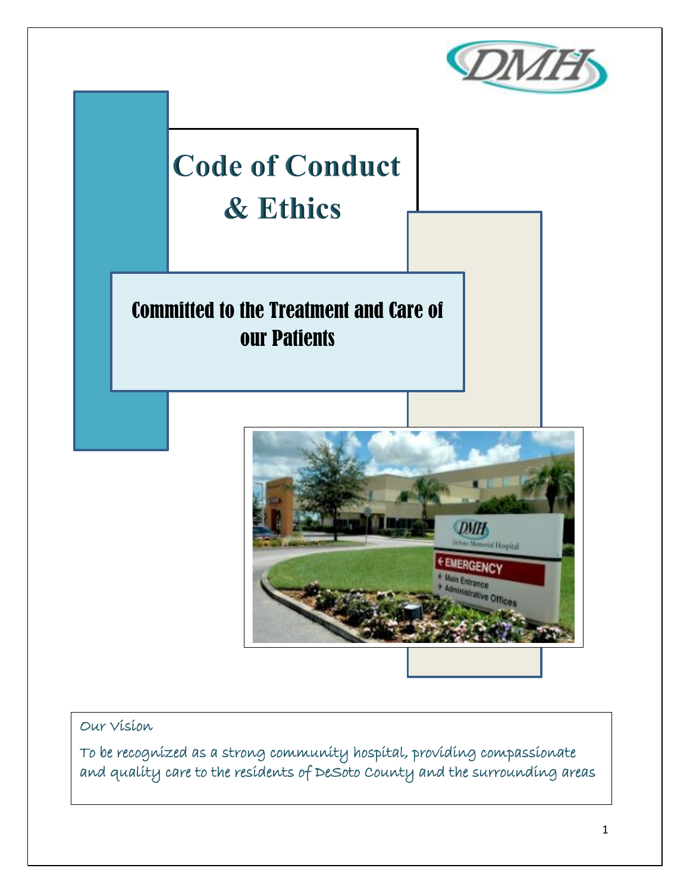# Code of Conduct & Ethics

## Committed to the Treatment and Care of our Patients

Our Vision

To be recognized as a strong community hospital, providing compassionate and quality care to the residents of DeSoto County and the surrounding areas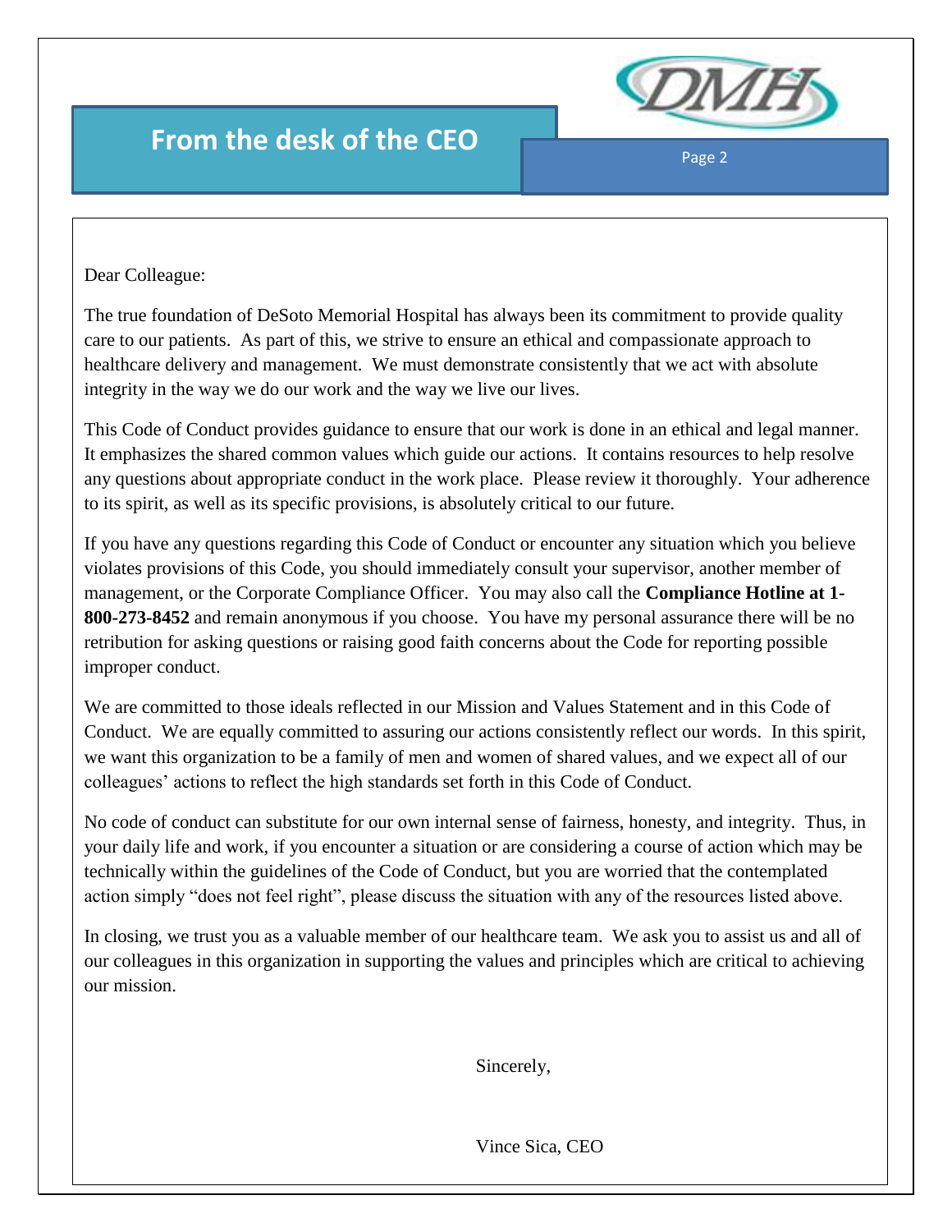# From the desk of the CEO

Dear Colleague:

The true foundation of DeSoto Memorial Hospital has always been its commitment to provide quality care to our patients. As part of this, we strive to ensure an ethical and compassionate approach to healthcare delivery and management. We must demonstrate consistently that we act with absolute integrity in the way we do our work and the way we live our lives.

This Code of Conduct provides guidance to ensure that our work is done in an ethical and legal manner. It emphasizes the shared common values which guide our actions. It contains resources to help resolve any questions about appropriate conduct in the work place. Please review it thoroughly. Your adherence to its spirit, as well as its specific provisions, is absolutely critical to our future.

If you have any questions regarding this Code of Conduct or encounter any situation which you believe violates provisions of this Code, you should immediately consult your supervisor, another member of management, or the Corporate Compliance Officer. You may also call the **Compliance Hotline at 1-800-273-8452** and remain anonymous if you choose. You have my personal assurance there will be no retribution for asking questions or raising good faith concerns about the Code for reporting possible improper conduct.

We are committed to those ideals reflected in our Mission and Values Statement and in this Code of Conduct. We are equally committed to assuring our actions consistently reflect our words. In this spirit, we want this organization to be a family of men and women of shared values, and we expect all of our colleagues' actions to reflect the high standards set forth in this Code of Conduct.

No code of conduct can substitute for our own internal sense of fairness, honesty, and integrity. Thus, in your daily life and work, if you encounter a situation or are considering a course of action which may be technically within the guidelines of the Code of Conduct, but you are worried that the contemplated action simply "does not feel right", please discuss the situation with any of the resources listed above.

In closing, we trust you as a valuable member of our healthcare team. We ask you to assist us and all of our colleagues in this organization in supporting the values and principles which are critical to achieving our mission.

Sincerely,

Vince Sica, CEO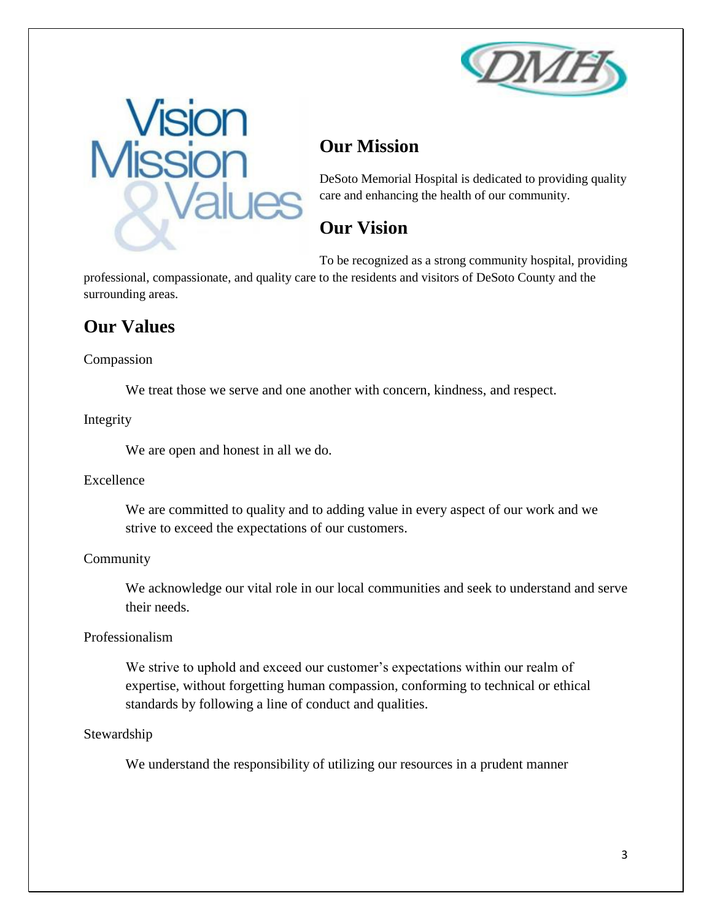## Our Mission

DeSoto Memorial Hospital is dedicated to providing quality care and enhancing the health of our community.

## Our Vision

To be recognized as a strong community hospital, providing professional, compassionate, and quality care to the residents and visitors of DeSoto County and the surrounding areas.

## Our Values

Compassion

We treat those we serve and one another with concern, kindness, and respect.

Integrity

We are open and honest in all we do.

Excellence

We are committed to quality and to adding value in every aspect of our work and we strive to exceed the expectations of our customers.

Community

We acknowledge our vital role in our local communities and seek to understand and serve their needs.

Professionalism

We strive to uphold and exceed our customer's expectations within our realm of expertise, without forgetting human compassion, conforming to technical or ethical standards by following a line of conduct and qualities.

Stewardship

We understand the responsibility of utilizing our resources in a prudent manner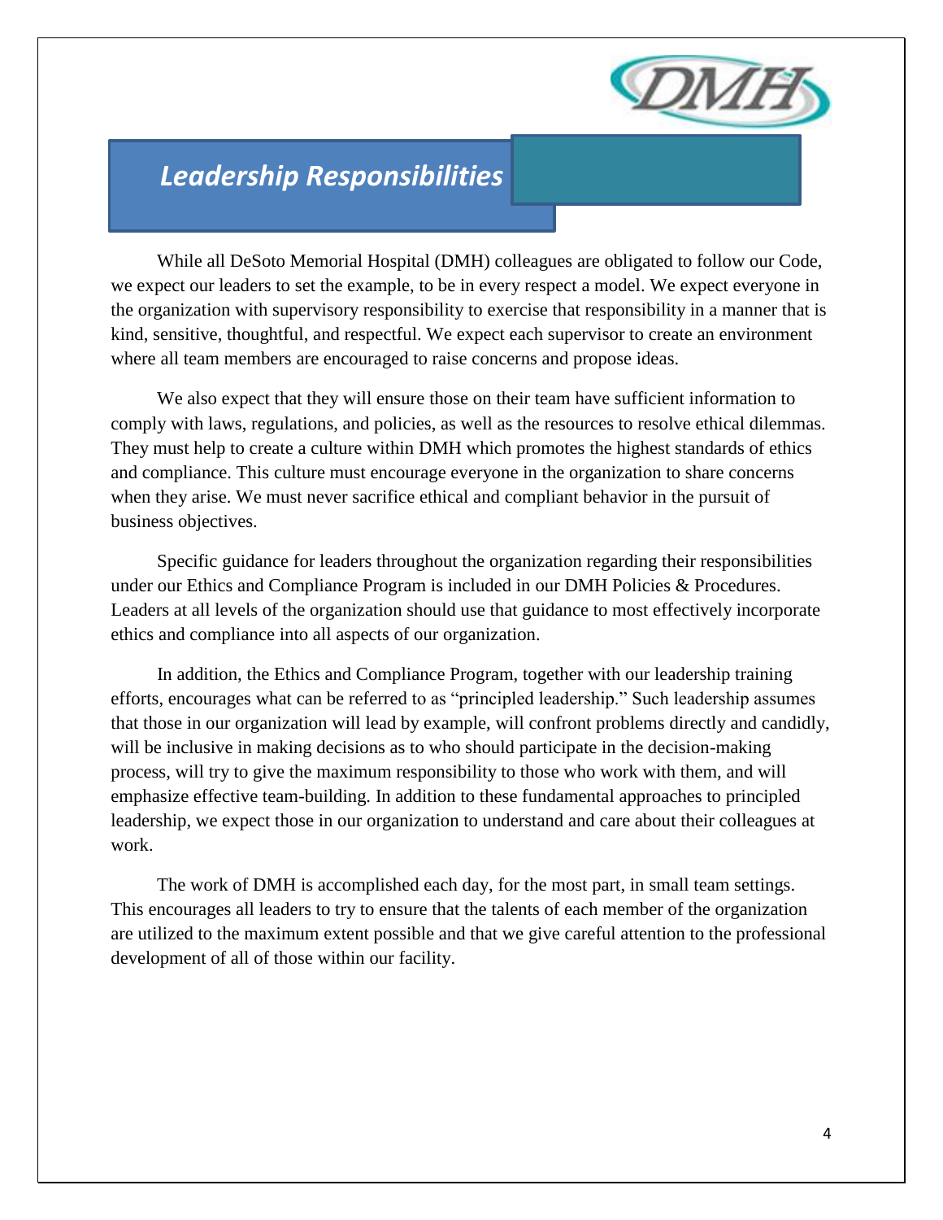# *Leadership Responsibilities*

While all DeSoto Memorial Hospital (DMH) colleagues are obligated to follow our Code, we expect our leaders to set the example, to be in every respect a model. We expect everyone in the organization with supervisory responsibility to exercise that responsibility in a manner that is kind, sensitive, thoughtful, and respectful. We expect each supervisor to create an environment where all team members are encouraged to raise concerns and propose ideas.

We also expect that they will ensure those on their team have sufficient information to comply with laws, regulations, and policies, as well as the resources to resolve ethical dilemmas. They must help to create a culture within DMH which promotes the highest standards of ethics and compliance. This culture must encourage everyone in the organization to share concerns when they arise. We must never sacrifice ethical and compliant behavior in the pursuit of business objectives.

Specific guidance for leaders throughout the organization regarding their responsibilities under our Ethics and Compliance Program is included in our DMH Policies & Procedures. Leaders at all levels of the organization should use that guidance to most effectively incorporate ethics and compliance into all aspects of our organization.

In addition, the Ethics and Compliance Program, together with our leadership training efforts, encourages what can be referred to as "principled leadership." Such leadership assumes that those in our organization will lead by example, will confront problems directly and candidly, will be inclusive in making decisions as to who should participate in the decision-making process, will try to give the maximum responsibility to those who work with them, and will emphasize effective team-building. In addition to these fundamental approaches to principled leadership, we expect those in our organization to understand and care about their colleagues at work.

The work of DMH is accomplished each day, for the most part, in small team settings. This encourages all leaders to try to ensure that the talents of each member of the organization are utilized to the maximum extent possible and that we give careful attention to the professional development of all of those within our facility.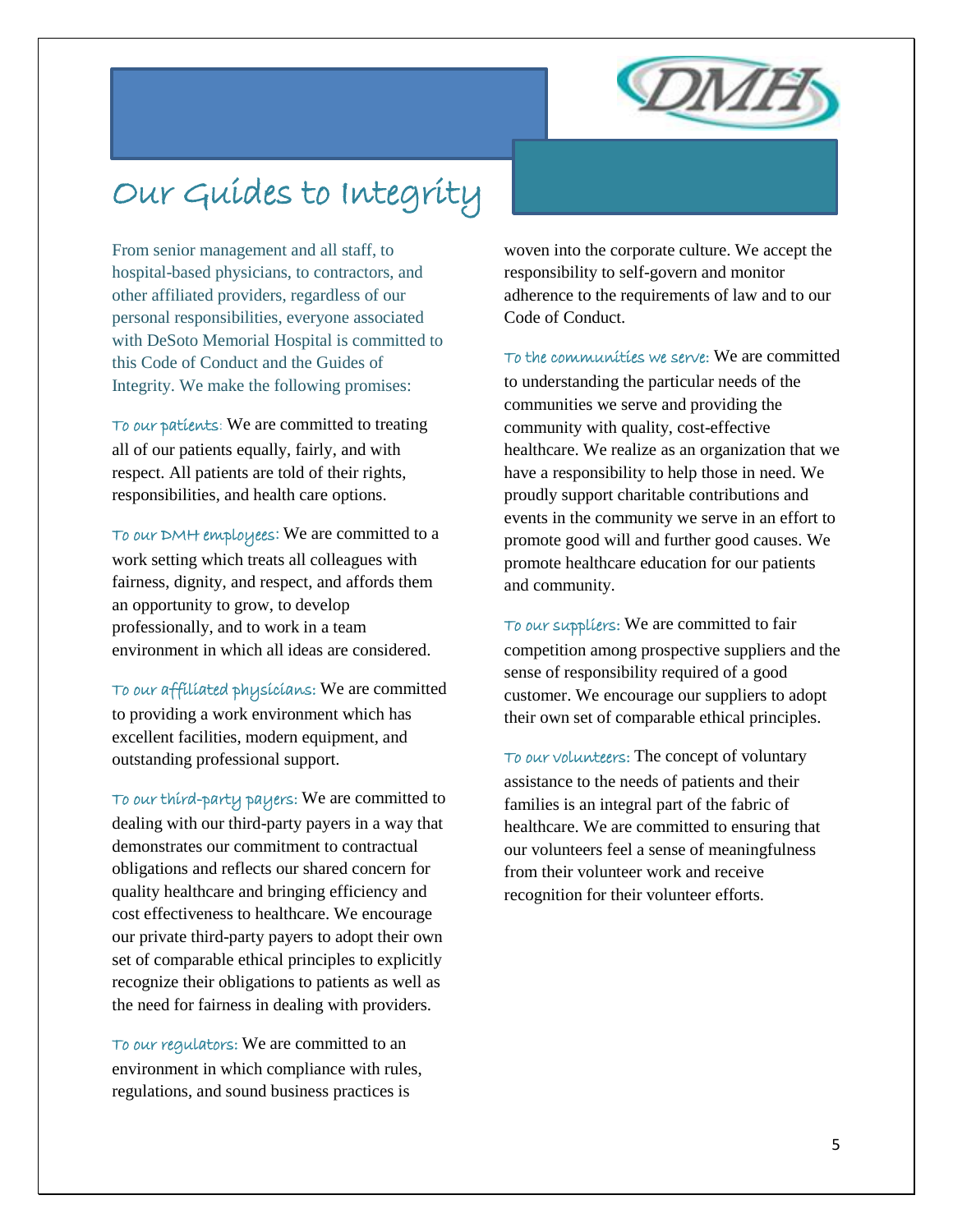# Our Guides to Integrity

From senior management and all staff, to hospital-based physicians, to contractors, and other affiliated providers, regardless of our personal responsibilities, everyone associated with DeSoto Memorial Hospital is committed to this Code of Conduct and the Guides of Integrity. We make the following promises:

*To our patients:* We are committed to treating all of our patients equally, fairly, and with respect. All patients are told of their rights, responsibilities, and health care options.

*To our DMH employees:* We are committed to a work setting which treats all colleagues with fairness, dignity, and respect, and affords them an opportunity to grow, to develop professionally, and to work in a team environment in which all ideas are considered.

*To our affiliated physicians:* We are committed to providing a work environment which has excellent facilities, modern equipment, and outstanding professional support.

*To our third-party payers:* We are committed to dealing with our third-party payers in a way that demonstrates our commitment to contractual obligations and reflects our shared concern for quality healthcare and bringing efficiency and cost effectiveness to healthcare. We encourage our private third-party payers to adopt their own set of comparable ethical principles to explicitly recognize their obligations to patients as well as the need for fairness in dealing with providers.

*To our regulators:* We are committed to an environment in which compliance with rules, regulations, and sound business practices is woven into the corporate culture. We accept the responsibility to self-govern and monitor adherence to the requirements of law and to our Code of Conduct.

*To the communities we serve:* We are committed to understanding the particular needs of the communities we serve and providing the community with quality, cost-effective healthcare. We realize as an organization that we have a responsibility to help those in need. We proudly support charitable contributions and events in the community we serve in an effort to promote good will and further good causes. We promote healthcare education for our patients and community.

*To our suppliers:* We are committed to fair competition among prospective suppliers and the sense of responsibility required of a good customer. We encourage our suppliers to adopt their own set of comparable ethical principles.

*To our volunteers:* The concept of voluntary assistance to the needs of patients and their families is an integral part of the fabric of healthcare. We are committed to ensuring that our volunteers feel a sense of meaningfulness from their volunteer work and receive recognition for their volunteer efforts.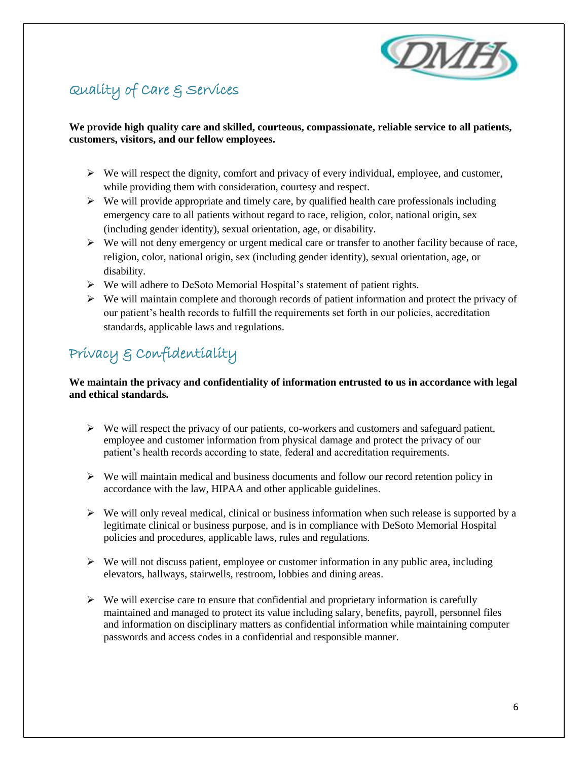## Quality of Care & Services

**We provide high quality care and skilled, courteous, compassionate, reliable service to all patients, customers, visitors, and our fellow employees.**

- We will respect the dignity, comfort and privacy of every individual, employee, and customer, while providing them with consideration, courtesy and respect.
- We will provide appropriate and timely care, by qualified health care professionals including emergency care to all patients without regard to race, religion, color, national origin, sex (including gender identity), sexual orientation, age, or disability.
- We will not deny emergency or urgent medical care or transfer to another facility because of race, religion, color, national origin, sex (including gender identity), sexual orientation, age, or disability.
- We will adhere to DeSoto Memorial Hospital's statement of patient rights.
- We will maintain complete and thorough records of patient information and protect the privacy of our patient's health records to fulfill the requirements set forth in our policies, accreditation standards, applicable laws and regulations.

## Privacy & Confidentiality

**We maintain the privacy and confidentiality of information entrusted to us in accordance with legal and ethical standards.**

- We will respect the privacy of our patients, co-workers and customers and safeguard patient, employee and customer information from physical damage and protect the privacy of our patient's health records according to state, federal and accreditation requirements.
- We will maintain medical and business documents and follow our record retention policy in accordance with the law, HIPAA and other applicable guidelines.
- We will only reveal medical, clinical or business information when such release is supported by a legitimate clinical or business purpose, and is in compliance with DeSoto Memorial Hospital policies and procedures, applicable laws, rules and regulations.
- We will not discuss patient, employee or customer information in any public area, including elevators, hallways, stairwells, restroom, lobbies and dining areas.
- We will exercise care to ensure that confidential and proprietary information is carefully maintained and managed to protect its value including salary, benefits, payroll, personnel files and information on disciplinary matters as confidential information while maintaining computer passwords and access codes in a confidential and responsible manner.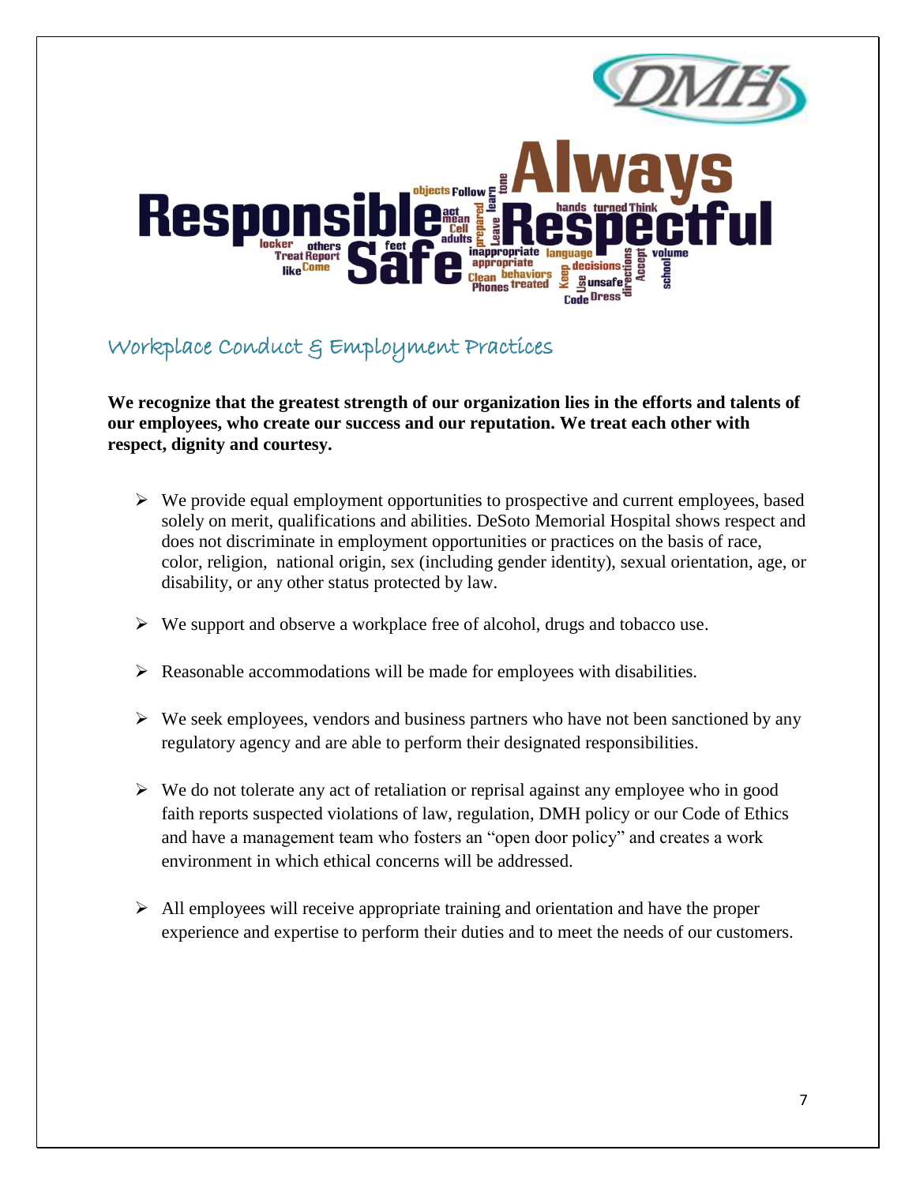## Workplace Conduct & Employment Practices

**We recognize that the greatest strength of our organization lies in the efforts and talents of our employees, who create our success and our reputation. We treat each other with respect, dignity and courtesy.**

- We provide equal employment opportunities to prospective and current employees, based solely on merit, qualifications and abilities. DeSoto Memorial Hospital shows respect and does not discriminate in employment opportunities or practices on the basis of race, color, religion, national origin, sex (including gender identity), sexual orientation, age, or disability, or any other status protected by law.
- We support and observe a workplace free of alcohol, drugs and tobacco use.
- Reasonable accommodations will be made for employees with disabilities.
- We seek employees, vendors and business partners who have not been sanctioned by any regulatory agency and are able to perform their designated responsibilities.
- We do not tolerate any act of retaliation or reprisal against any employee who in good faith reports suspected violations of law, regulation, DMH policy or our Code of Ethics and have a management team who fosters an "open door policy" and creates a work environment in which ethical concerns will be addressed.
- All employees will receive appropriate training and orientation and have the proper experience and expertise to perform their duties and to meet the needs of our customers.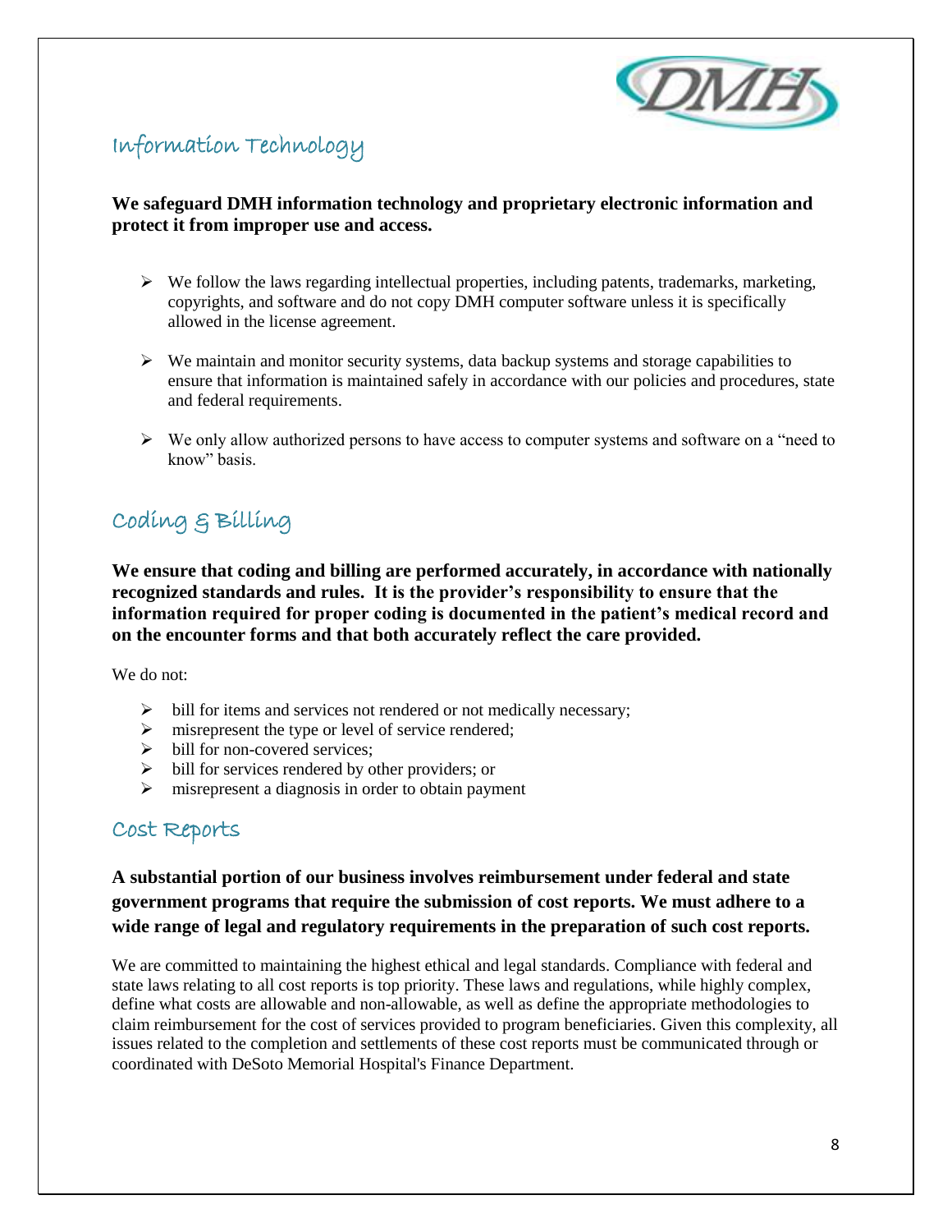## Information Technology

**We safeguard DMH information technology and proprietary electronic information and protect it from improper use and access.**

- We follow the laws regarding intellectual properties, including patents, trademarks, marketing, copyrights, and software and do not copy DMH computer software unless it is specifically allowed in the license agreement.
- We maintain and monitor security systems, data backup systems and storage capabilities to ensure that information is maintained safely in accordance with our policies and procedures, state and federal requirements.
- We only allow authorized persons to have access to computer systems and software on a "need to know" basis.

## Coding & Billing

**We ensure that coding and billing are performed accurately, in accordance with nationally recognized standards and rules. It is the provider's responsibility to ensure that the information required for proper coding is documented in the patient's medical record and on the encounter forms and that both accurately reflect the care provided.**

We do not:

- bill for items and services not rendered or not medically necessary;
- misrepresent the type or level of service rendered;
- bill for non-covered services;
- bill for services rendered by other providers; or
- misrepresent a diagnosis in order to obtain payment

## Cost Reports

**A substantial portion of our business involves reimbursement under federal and state government programs that require the submission of cost reports. We must adhere to a wide range of legal and regulatory requirements in the preparation of such cost reports.**

We are committed to maintaining the highest ethical and legal standards. Compliance with federal and state laws relating to all cost reports is top priority. These laws and regulations, while highly complex, define what costs are allowable and non-allowable, as well as define the appropriate methodologies to claim reimbursement for the cost of services provided to program beneficiaries. Given this complexity, all issues related to the completion and settlements of these cost reports must be communicated through or coordinated with DeSoto Memorial Hospital's Finance Department.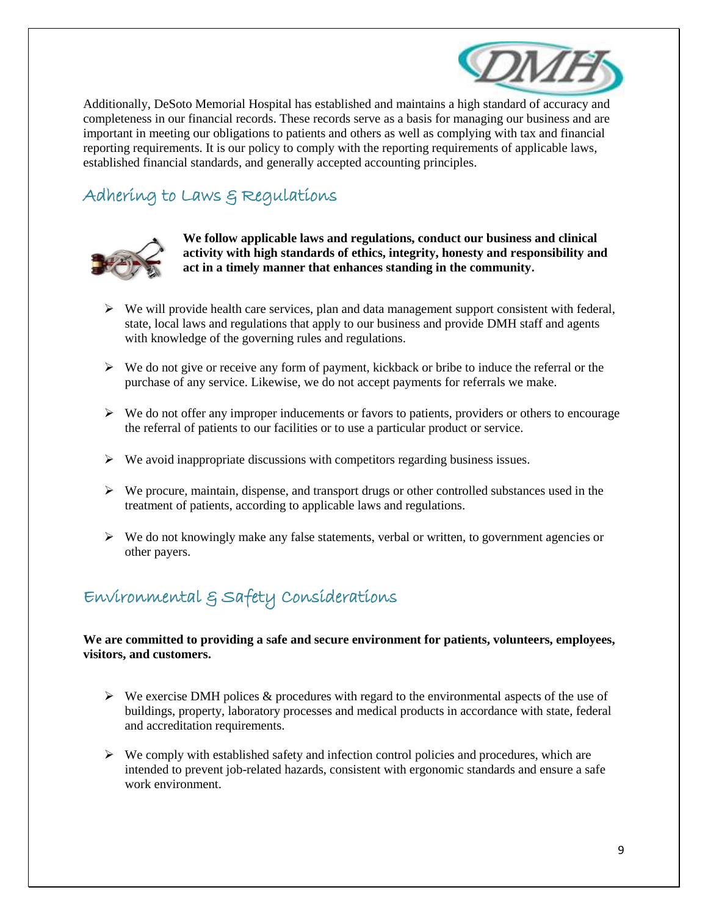Additionally, DeSoto Memorial Hospital has established and maintains a high standard of accuracy and completeness in our financial records. These records serve as a basis for managing our business and are important in meeting our obligations to patients and others as well as complying with tax and financial reporting requirements. It is our policy to comply with the reporting requirements of applicable laws, established financial standards, and generally accepted accounting principles.

## Adhering to Laws & Regulations

**We follow applicable laws and regulations, conduct our business and clinical activity with high standards of ethics, integrity, honesty and responsibility and act in a timely manner that enhances standing in the community.**

- We will provide health care services, plan and data management support consistent with federal, state, local laws and regulations that apply to our business and provide DMH staff and agents with knowledge of the governing rules and regulations.
- We do not give or receive any form of payment, kickback or bribe to induce the referral or the purchase of any service. Likewise, we do not accept payments for referrals we make.
- We do not offer any improper inducements or favors to patients, providers or others to encourage the referral of patients to our facilities or to use a particular product or service.
- We avoid inappropriate discussions with competitors regarding business issues.
- We procure, maintain, dispense, and transport drugs or other controlled substances used in the treatment of patients, according to applicable laws and regulations.
- We do not knowingly make any false statements, verbal or written, to government agencies or other payers.

## Environmental & Safety Considerations

**We are committed to providing a safe and secure environment for patients, volunteers, employees, visitors, and customers.**

- We exercise DMH polices & procedures with regard to the environmental aspects of the use of buildings, property, laboratory processes and medical products in accordance with state, federal and accreditation requirements.
- We comply with established safety and infection control policies and procedures, which are intended to prevent job-related hazards, consistent with ergonomic standards and ensure a safe work environment.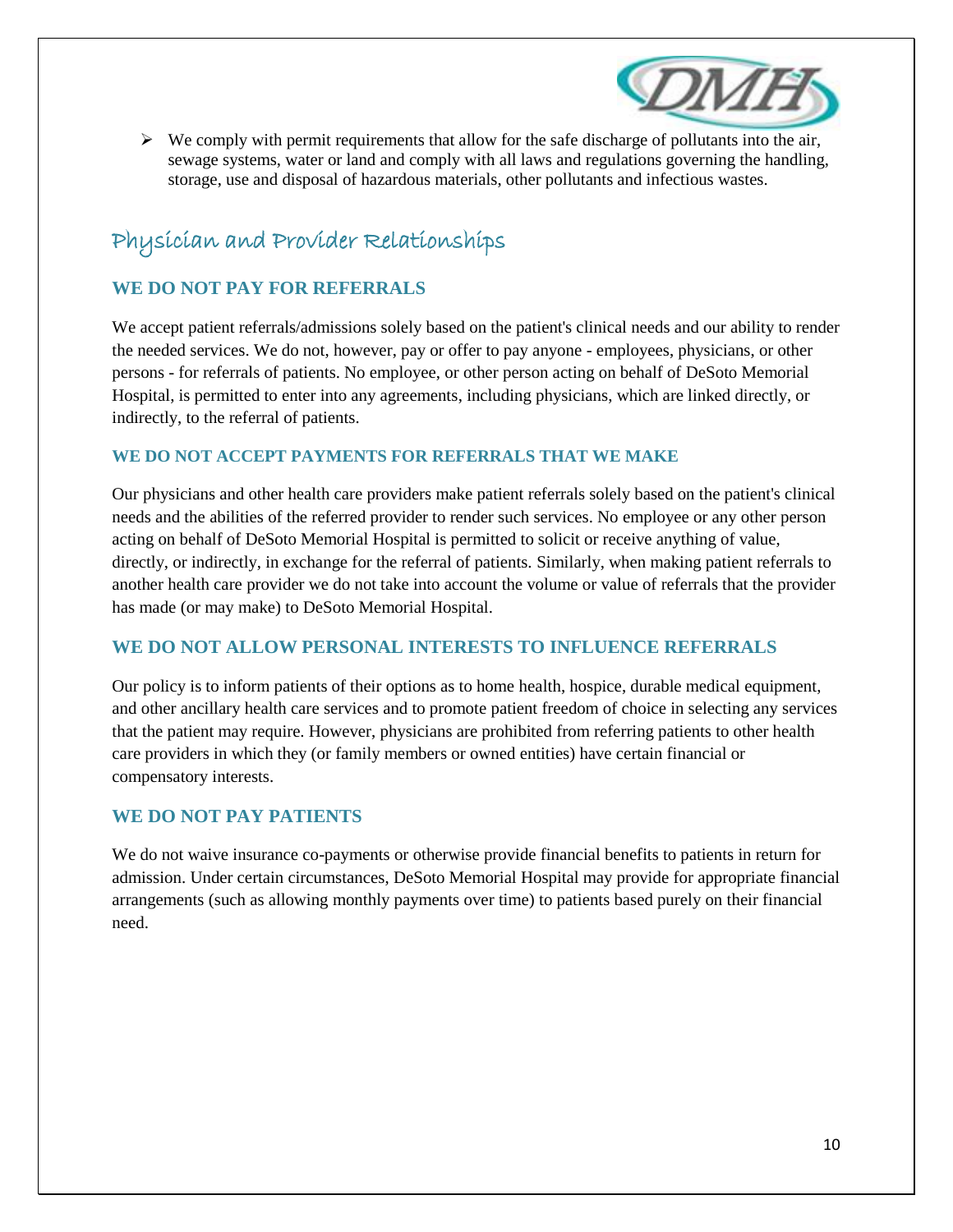- We comply with permit requirements that allow for the safe discharge of pollutants into the air, sewage systems, water or land and comply with all laws and regulations governing the handling, storage, use and disposal of hazardous materials, other pollutants and infectious wastes.

## Physician and Provider Relationships

### WE DO NOT PAY FOR REFERRALS

We accept patient referrals/admissions solely based on the patient's clinical needs and our ability to render the needed services. We do not, however, pay or offer to pay anyone - employees, physicians, or other persons - for referrals of patients. No employee, or other person acting on behalf of DeSoto Memorial Hospital, is permitted to enter into any agreements, including physicians, which are linked directly, or indirectly, to the referral of patients.

#### WE DO NOT ACCEPT PAYMENTS FOR REFERRALS THAT WE MAKE

Our physicians and other health care providers make patient referrals solely based on the patient's clinical needs and the abilities of the referred provider to render such services. No employee or any other person acting on behalf of DeSoto Memorial Hospital is permitted to solicit or receive anything of value, directly, or indirectly, in exchange for the referral of patients. Similarly, when making patient referrals to another health care provider we do not take into account the volume or value of referrals that the provider has made (or may make) to DeSoto Memorial Hospital.

### WE DO NOT ALLOW PERSONAL INTERESTS TO INFLUENCE REFERRALS

Our policy is to inform patients of their options as to home health, hospice, durable medical equipment, and other ancillary health care services and to promote patient freedom of choice in selecting any services that the patient may require. However, physicians are prohibited from referring patients to other health care providers in which they (or family members or owned entities) have certain financial or compensatory interests.

### WE DO NOT PAY PATIENTS

We do not waive insurance co-payments or otherwise provide financial benefits to patients in return for admission. Under certain circumstances, DeSoto Memorial Hospital may provide for appropriate financial arrangements (such as allowing monthly payments over time) to patients based purely on their financial need.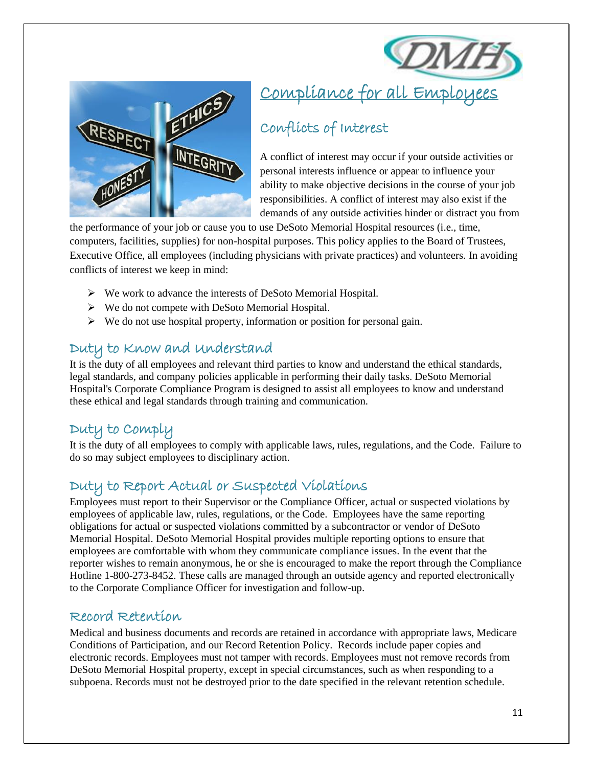# Compliance for all Employees

## Conflicts of Interest

A conflict of interest may occur if your outside activities or personal interests influence or appear to influence your ability to make objective decisions in the course of your job responsibilities. A conflict of interest may also exist if the demands of any outside activities hinder or distract you from the performance of your job or cause you to use DeSoto Memorial Hospital resources (i.e., time, computers, facilities, supplies) for non-hospital purposes. This policy applies to the Board of Trustees, Executive Office, all employees (including physicians with private practices) and volunteers. In avoiding conflicts of interest we keep in mind:

- We work to advance the interests of DeSoto Memorial Hospital.
- We do not compete with DeSoto Memorial Hospital.
- We do not use hospital property, information or position for personal gain.

## Duty to Know and Understand

It is the duty of all employees and relevant third parties to know and understand the ethical standards, legal standards, and company policies applicable in performing their daily tasks. DeSoto Memorial Hospital's Corporate Compliance Program is designed to assist all employees to know and understand these ethical and legal standards through training and communication.

## Duty to Comply

It is the duty of all employees to comply with applicable laws, rules, regulations, and the Code. Failure to do so may subject employees to disciplinary action.

## Duty to Report Actual or Suspected Violations

Employees must report to their Supervisor or the Compliance Officer, actual or suspected violations by employees of applicable law, rules, regulations, or the Code. Employees have the same reporting obligations for actual or suspected violations committed by a subcontractor or vendor of DeSoto Memorial Hospital. DeSoto Memorial Hospital provides multiple reporting options to ensure that employees are comfortable with whom they communicate compliance issues. In the event that the reporter wishes to remain anonymous, he or she is encouraged to make the report through the Compliance Hotline 1-800-273-8452. These calls are managed through an outside agency and reported electronically to the Corporate Compliance Officer for investigation and follow-up.

## Record Retention

Medical and business documents and records are retained in accordance with appropriate laws, Medicare Conditions of Participation, and our Record Retention Policy. Records include paper copies and electronic records. Employees must not tamper with records. Employees must not remove records from DeSoto Memorial Hospital property, except in special circumstances, such as when responding to a subpoena. Records must not be destroyed prior to the date specified in the relevant retention schedule.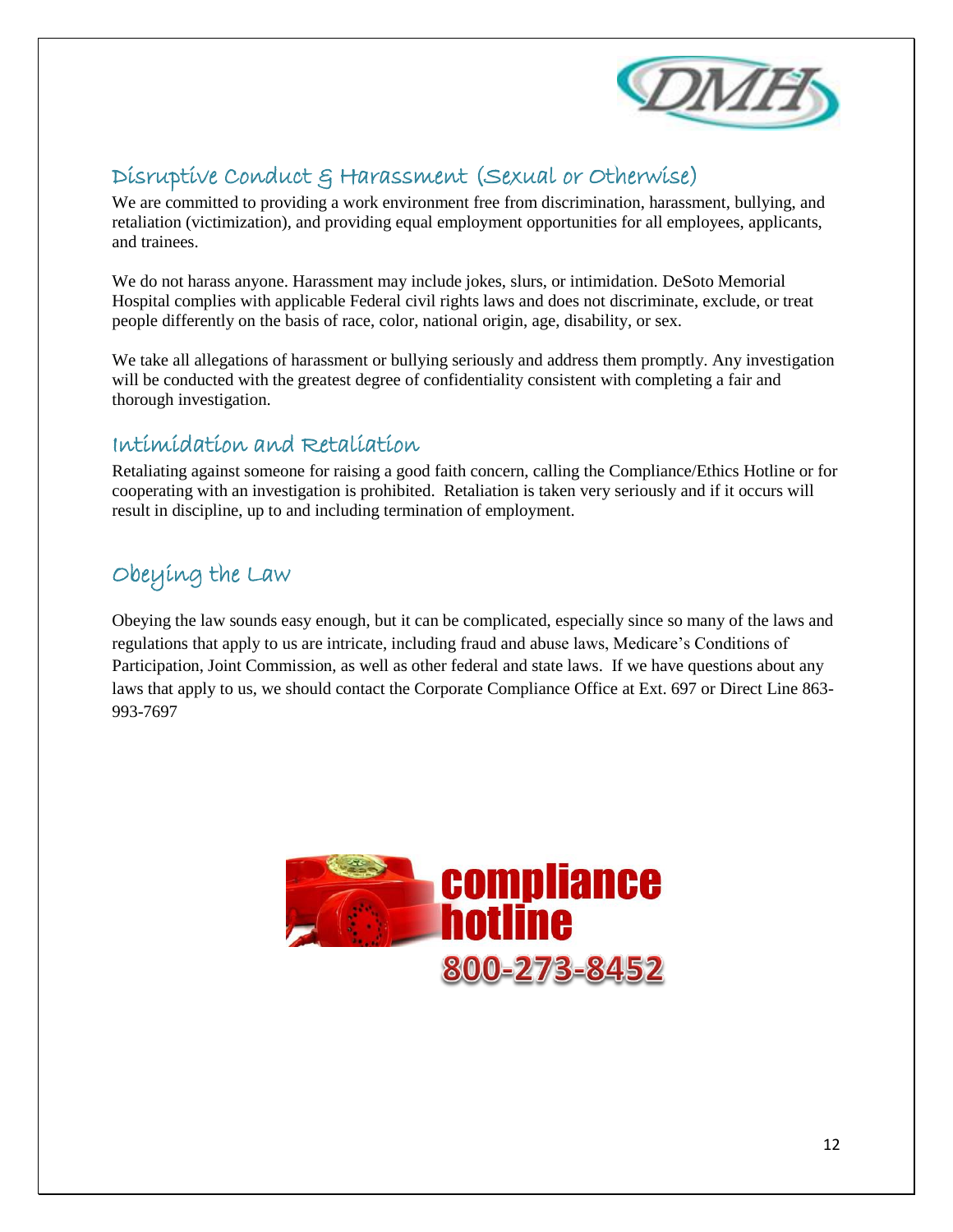## Disruptive Conduct & Harassment (Sexual or Otherwise)

We are committed to providing a work environment free from discrimination, harassment, bullying, and retaliation (victimization), and providing equal employment opportunities for all employees, applicants, and trainees.

We do not harass anyone. Harassment may include jokes, slurs, or intimidation. DeSoto Memorial Hospital complies with applicable Federal civil rights laws and does not discriminate, exclude, or treat people differently on the basis of race, color, national origin, age, disability, or sex.

We take all allegations of harassment or bullying seriously and address them promptly. Any investigation will be conducted with the greatest degree of confidentiality consistent with completing a fair and thorough investigation.

## Intimidation and Retaliation

Retaliating against someone for raising a good faith concern, calling the Compliance/Ethics Hotline or for cooperating with an investigation is prohibited. Retaliation is taken very seriously and if it occurs will result in discipline, up to and including termination of employment.

## Obeying the Law

Obeying the law sounds easy enough, but it can be complicated, especially since so many of the laws and regulations that apply to us are intricate, including fraud and abuse laws, Medicare's Conditions of Participation, Joint Commission, as well as other federal and state laws. If we have questions about any laws that apply to us, we should contact the Corporate Compliance Office at Ext. 697 or Direct Line 863-993-7697

**compliance hotline**
**800-273-8452**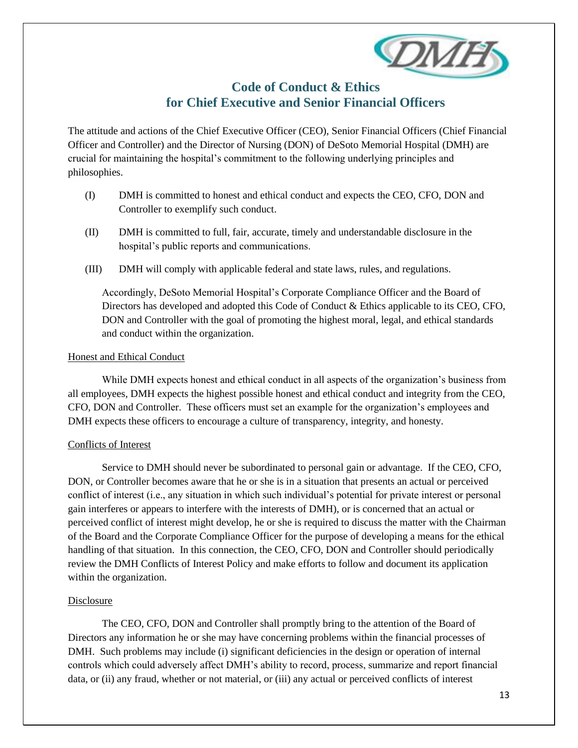# Code of Conduct & Ethics for Chief Executive and Senior Financial Officers

The attitude and actions of the Chief Executive Officer (CEO), Senior Financial Officers (Chief Financial Officer and Controller) and the Director of Nursing (DON) of DeSoto Memorial Hospital (DMH) are crucial for maintaining the hospital's commitment to the following underlying principles and philosophies.

(I) DMH is committed to honest and ethical conduct and expects the CEO, CFO, DON and Controller to exemplify such conduct.

(II) DMH is committed to full, fair, accurate, timely and understandable disclosure in the hospital's public reports and communications.

(III) DMH will comply with applicable federal and state laws, rules, and regulations.

Accordingly, DeSoto Memorial Hospital's Corporate Compliance Officer and the Board of Directors has developed and adopted this Code of Conduct & Ethics applicable to its CEO, CFO, DON and Controller with the goal of promoting the highest moral, legal, and ethical standards and conduct within the organization.

## Honest and Ethical Conduct

While DMH expects honest and ethical conduct in all aspects of the organization's business from all employees, DMH expects the highest possible honest and ethical conduct and integrity from the CEO, CFO, DON and Controller. These officers must set an example for the organization's employees and DMH expects these officers to encourage a culture of transparency, integrity, and honesty.

## Conflicts of Interest

Service to DMH should never be subordinated to personal gain or advantage. If the CEO, CFO, DON, or Controller becomes aware that he or she is in a situation that presents an actual or perceived conflict of interest (i.e., any situation in which such individual's potential for private interest or personal gain interferes or appears to interfere with the interests of DMH), or is concerned that an actual or perceived conflict of interest might develop, he or she is required to discuss the matter with the Chairman of the Board and the Corporate Compliance Officer for the purpose of developing a means for the ethical handling of that situation. In this connection, the CEO, CFO, DON and Controller should periodically review the DMH Conflicts of Interest Policy and make efforts to follow and document its application within the organization.

## Disclosure

The CEO, CFO, DON and Controller shall promptly bring to the attention of the Board of Directors any information he or she may have concerning problems within the financial processes of DMH. Such problems may include (i) significant deficiencies in the design or operation of internal controls which could adversely affect DMH's ability to record, process, summarize and report financial data, or (ii) any fraud, whether or not material, or (iii) any actual or perceived conflicts of interest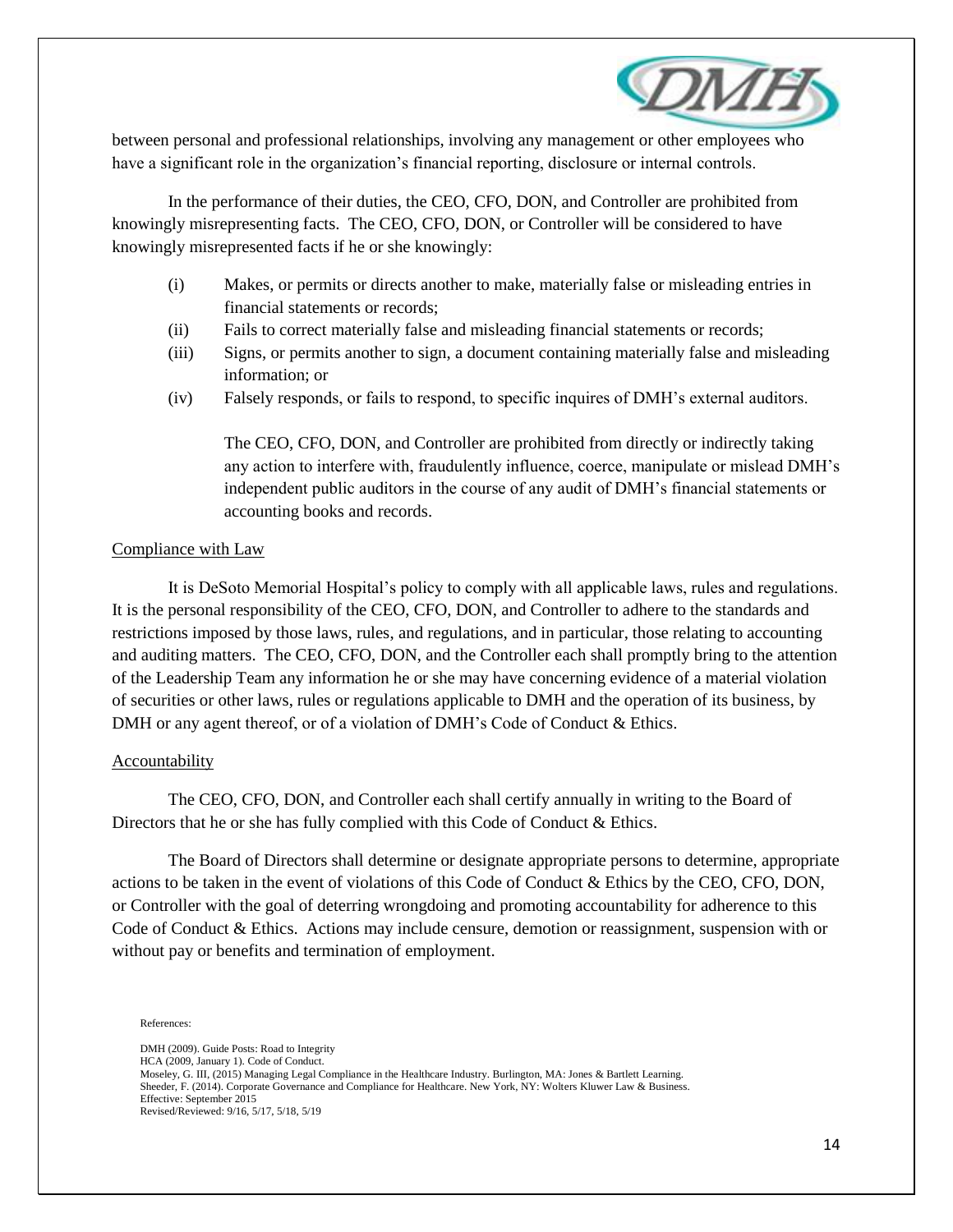between personal and professional relationships, involving any management or other employees who have a significant role in the organization's financial reporting, disclosure or internal controls.

In the performance of their duties, the CEO, CFO, DON, and Controller are prohibited from knowingly misrepresenting facts. The CEO, CFO, DON, or Controller will be considered to have knowingly misrepresented facts if he or she knowingly:

(i) Makes, or permits or directs another to make, materially false or misleading entries in financial statements or records;
(ii) Fails to correct materially false and misleading financial statements or records;
(iii) Signs, or permits another to sign, a document containing materially false and misleading information; or
(iv) Falsely responds, or fails to respond, to specific inquires of DMH's external auditors.

The CEO, CFO, DON, and Controller are prohibited from directly or indirectly taking any action to interfere with, fraudulently influence, coerce, manipulate or mislead DMH's independent public auditors in the course of any audit of DMH's financial statements or accounting books and records.

Compliance with Law

It is DeSoto Memorial Hospital's policy to comply with all applicable laws, rules and regulations. It is the personal responsibility of the CEO, CFO, DON, and Controller to adhere to the standards and restrictions imposed by those laws, rules, and regulations, and in particular, those relating to accounting and auditing matters. The CEO, CFO, DON, and the Controller each shall promptly bring to the attention of the Leadership Team any information he or she may have concerning evidence of a material violation of securities or other laws, rules or regulations applicable to DMH and the operation of its business, by DMH or any agent thereof, or of a violation of DMH's Code of Conduct & Ethics.

Accountability

The CEO, CFO, DON, and Controller each shall certify annually in writing to the Board of Directors that he or she has fully complied with this Code of Conduct & Ethics.

The Board of Directors shall determine or designate appropriate persons to determine, appropriate actions to be taken in the event of violations of this Code of Conduct & Ethics by the CEO, CFO, DON, or Controller with the goal of deterring wrongdoing and promoting accountability for adherence to this Code of Conduct & Ethics. Actions may include censure, demotion or reassignment, suspension with or without pay or benefits and termination of employment.

References:

DMH (2009). Guide Posts: Road to Integrity
HCA (2009, January 1). Code of Conduct.
Moseley, G. III, (2015) Managing Legal Compliance in the Healthcare Industry. Burlington, MA: Jones & Bartlett Learning.
Sheeder, F. (2014). Corporate Governance and Compliance for Healthcare. New York, NY: Wolters Kluwer Law & Business.
Effective: September 2015
Revised/Reviewed: 9/16, 5/17, 5/18, 5/19